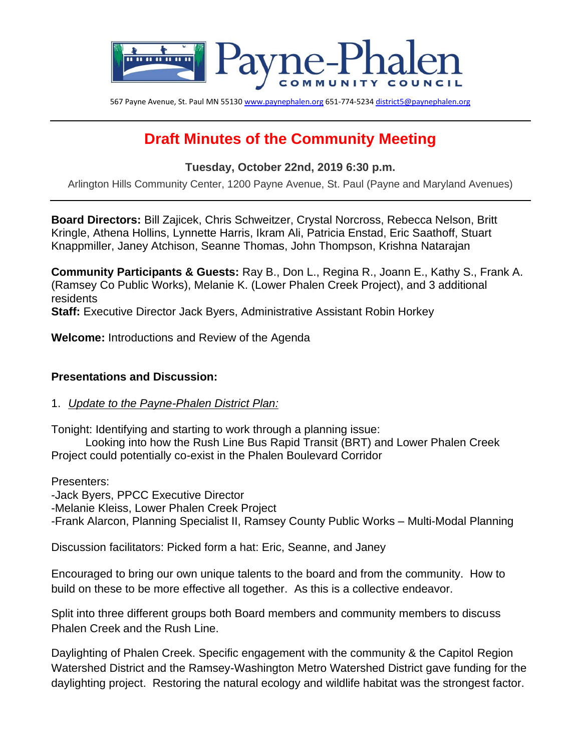Payne-Phalen COMMUNITY COUNCIL

567 Payne Avenue, St. Paul MN 55130 www.paynephalen.org 651-774-5234 district5@paynephalen.org

# Draft Minutes of the Community Meeting

**Tuesday, October 22nd, 2019 6:30 p.m.**

Arlington Hills Community Center, 1200 Payne Avenue, St. Paul (Payne and Maryland Avenues)

**Board Directors:** Bill Zajicek, Chris Schweitzer, Crystal Norcross, Rebecca Nelson, Britt Kringle, Athena Hollins, Lynnette Harris, Ikram Ali, Patricia Enstad, Eric Saathoff, Stuart Knappmiller, Janey Atchison, Seanne Thomas, John Thompson, Krishna Natarajan

**Community Participants & Guests:** Ray B., Don L., Regina R., Joann E., Kathy S., Frank A. (Ramsey Co Public Works), Melanie K. (Lower Phalen Creek Project), and 3 additional residents
**Staff:** Executive Director Jack Byers, Administrative Assistant Robin Horkey

**Welcome:** Introductions and Review of the Agenda

**Presentations and Discussion:**

1. *Update to the Payne-Phalen District Plan:*

Tonight: Identifying and starting to work through a planning issue:
Looking into how the Rush Line Bus Rapid Transit (BRT) and Lower Phalen Creek Project could potentially co-exist in the Phalen Boulevard Corridor

Presenters:
-Jack Byers, PPCC Executive Director
-Melanie Kleiss, Lower Phalen Creek Project
-Frank Alarcon, Planning Specialist II, Ramsey County Public Works – Multi-Modal Planning

Discussion facilitators: Picked form a hat: Eric, Seanne, and Janey

Encouraged to bring our own unique talents to the board and from the community. How to build on these to be more effective all together. As this is a collective endeavor.

Split into three different groups both Board members and community members to discuss Phalen Creek and the Rush Line.

Daylighting of Phalen Creek. Specific engagement with the community & the Capitol Region Watershed District and the Ramsey-Washington Metro Watershed District gave funding for the daylighting project. Restoring the natural ecology and wildlife habitat was the strongest factor.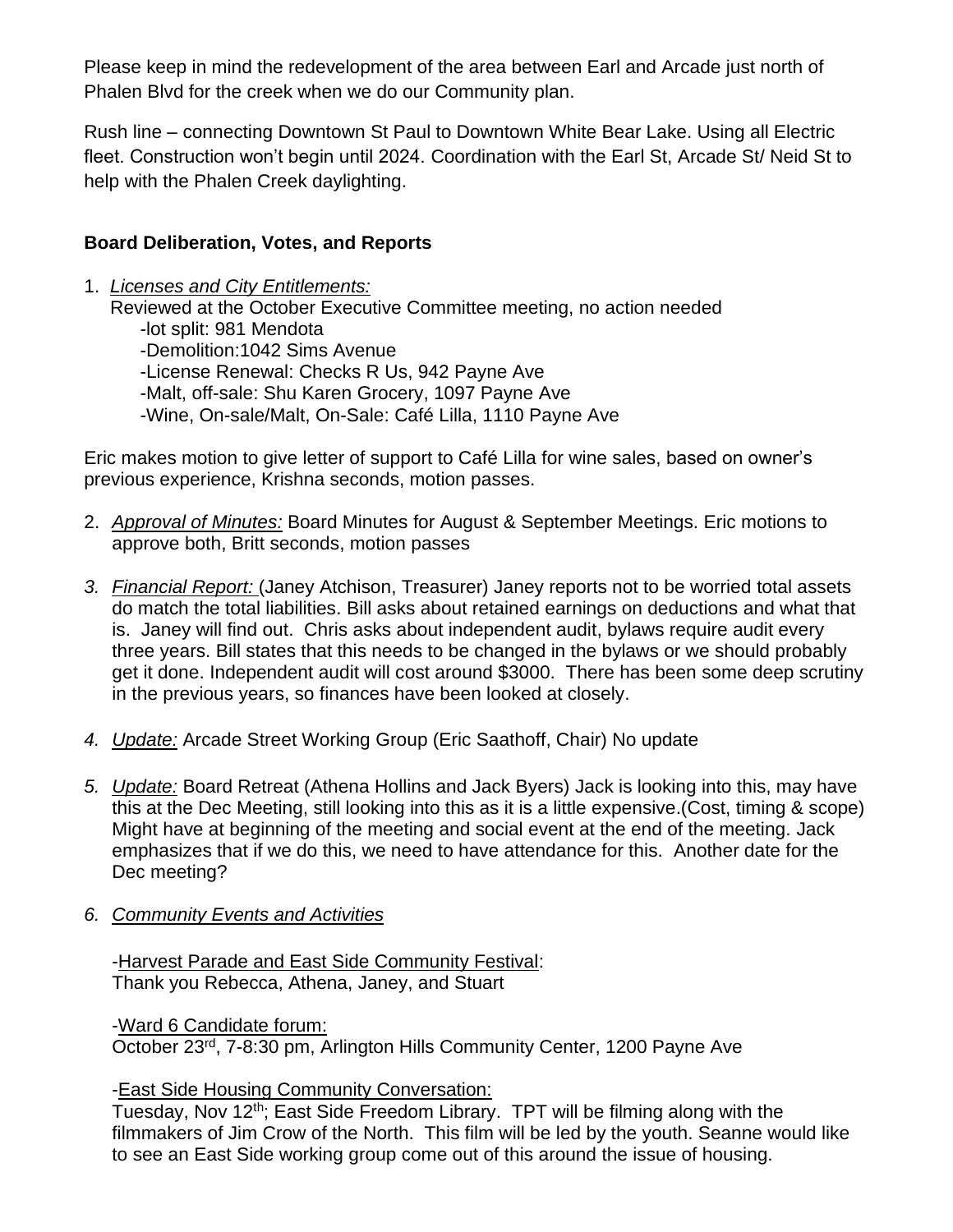Please keep in mind the redevelopment of the area between Earl and Arcade just north of Phalen Blvd for the creek when we do our Community plan.

Rush line – connecting Downtown St Paul to Downtown White Bear Lake. Using all Electric fleet. Construction won't begin until 2024. Coordination with the Earl St, Arcade St/ Neid St to help with the Phalen Creek daylighting.

**Board Deliberation, Votes, and Reports**

1. *Licenses and City Entitlements:*
   Reviewed at the October Executive Committee meeting, no action needed
   - -lot split: 981 Mendota
   - -Demolition:1042 Sims Avenue
   - -License Renewal: Checks R Us, 942 Payne Ave
   - -Malt, off-sale: Shu Karen Grocery, 1097 Payne Ave
   - -Wine, On-sale/Malt, On-Sale: Café Lilla, 1110 Payne Ave

Eric makes motion to give letter of support to Café Lilla for wine sales, based on owner's previous experience, Krishna seconds, motion passes.

2. *Approval of Minutes:* Board Minutes for August & September Meetings. Eric motions to approve both, Britt seconds, motion passes

3. *Financial Report:* (Janey Atchison, Treasurer) Janey reports not to be worried total assets do match the total liabilities. Bill asks about retained earnings on deductions and what that is. Janey will find out. Chris asks about independent audit, bylaws require audit every three years. Bill states that this needs to be changed in the bylaws or we should probably get it done. Independent audit will cost around $3000. There has been some deep scrutiny in the previous years, so finances have been looked at closely.

4. *Update:* Arcade Street Working Group (Eric Saathoff, Chair) No update

5. *Update:* Board Retreat (Athena Hollins and Jack Byers) Jack is looking into this, may have this at the Dec Meeting, still looking into this as it is a little expensive.(Cost, timing & scope) Might have at beginning of the meeting and social event at the end of the meeting. Jack emphasizes that if we do this, we need to have attendance for this. Another date for the Dec meeting?

6. *Community Events and Activities*

   -Harvest Parade and East Side Community Festival:
   Thank you Rebecca, Athena, Janey, and Stuart

   -Ward 6 Candidate forum:
   October 23rd, 7-8:30 pm, Arlington Hills Community Center, 1200 Payne Ave

   -East Side Housing Community Conversation:
   Tuesday, Nov 12th; East Side Freedom Library. TPT will be filming along with the filmmakers of Jim Crow of the North. This film will be led by the youth. Seanne would like to see an East Side working group come out of this around the issue of housing.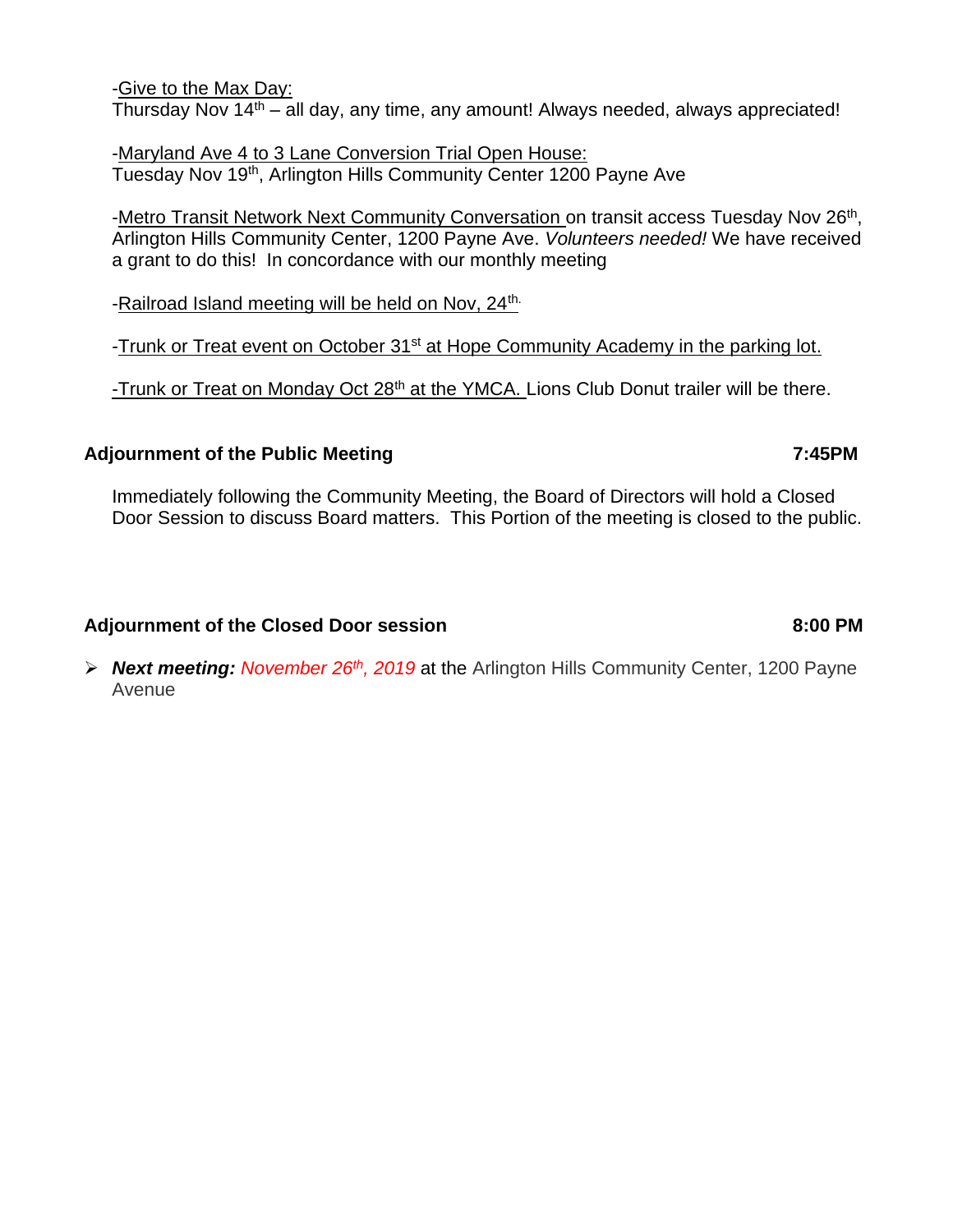-Give to the Max Day:
Thursday Nov 14th – all day, any time, any amount! Always needed, always appreciated!

-Maryland Ave 4 to 3 Lane Conversion Trial Open House:
Tuesday Nov 19th, Arlington Hills Community Center 1200 Payne Ave

-Metro Transit Network Next Community Conversation on transit access Tuesday Nov 26th, Arlington Hills Community Center, 1200 Payne Ave. *Volunteers needed!* We have received a grant to do this! In concordance with our monthly meeting

-Railroad Island meeting will be held on Nov, 24th.

-Trunk or Treat event on October 31st at Hope Community Academy in the parking lot.

-Trunk or Treat on Monday Oct 28th at the YMCA. Lions Club Donut trailer will be there.

**Adjournment of the Public Meeting** **7:45PM**

Immediately following the Community Meeting, the Board of Directors will hold a Closed Door Session to discuss Board matters. This Portion of the meeting is closed to the public.

**Adjournment of the Closed Door session** **8:00 PM**

- ***Next meeting:*** *November 26th, 2019* at the Arlington Hills Community Center, 1200 Payne Avenue